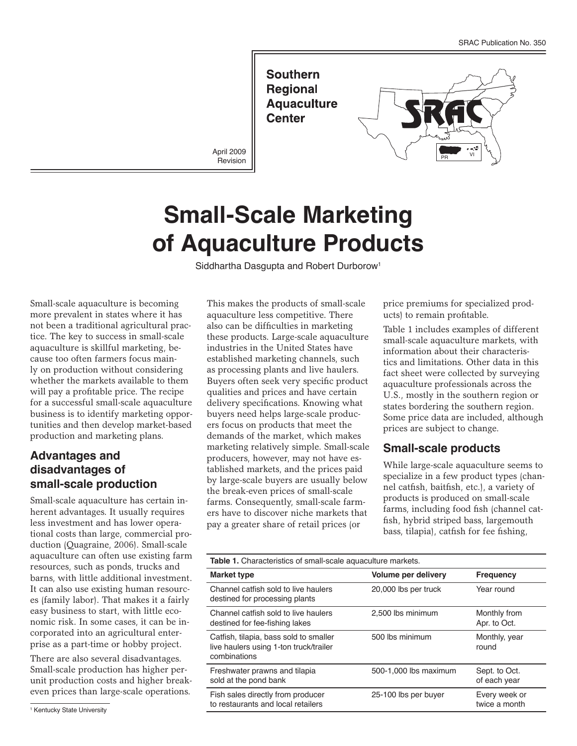SRAC Publication No. 350

Southern Regional Aquaculture Center

April 2009
Revision

# Small-Scale Marketing of Aquaculture Products

Siddhartha Dasgupta and Robert Durborow[1]

Small-scale aquaculture is becoming more prevalent in states where it has not been a traditional agricultural practice. The key to success in small-scale aquaculture is skillful marketing, because too often farmers focus mainly on production without considering whether the markets available to them will pay a profitable price. The recipe for a successful small-scale aquaculture business is to identify marketing opportunities and then develop market-based production and marketing plans.

## Advantages and disadvantages of small-scale production

Small-scale aquaculture has certain inherent advantages. It usually requires less investment and has lower operational costs than large, commercial production (Quagraine, 2006). Small-scale aquaculture can often use existing farm resources, such as ponds, trucks and barns, with little additional investment. It can also use existing human resources (family labor). That makes it a fairly easy business to start, with little economic risk. In some cases, it can be incorporated into an agricultural enterprise as a part-time or hobby project.

There are also several disadvantages. Small-scale production has higher per-unit production costs and higher break-even prices than large-scale operations. This makes the products of small-scale aquaculture less competitive. There also can be difficulties in marketing these products. Large-scale aquaculture industries in the United States have established marketing channels, such as processing plants and live haulers. Buyers often seek very specific product qualities and prices and have certain delivery specifications. Knowing what buyers need helps large-scale producers focus on products that meet the demands of the market, which makes marketing relatively simple. Small-scale producers, however, may not have established markets, and the prices paid by large-scale buyers are usually below the break-even prices of small-scale farms. Consequently, small-scale farmers have to discover niche markets that pay a greater share of retail prices (or price premiums for specialized products) to remain profitable.

Table 1 includes examples of different small-scale aquaculture markets, with information about their characteristics and limitations. Other data in this fact sheet were collected by surveying aquaculture professionals across the U.S., mostly in the southern region or states bordering the southern region. Some price data are included, although prices are subject to change.

## Small-scale products

While large-scale aquaculture seems to specialize in a few product types (channel catfish, baitfish, etc.), a variety of products is produced on small-scale farms, including food fish (channel catfish, hybrid striped bass, largemouth bass, tilapia), catfish for fee fishing,

**Table 1.** Characteristics of small-scale aquaculture markets.

| Market type | Volume per delivery | Frequency |
|---|---|---|
| Channel catfish sold to live haulers destined for processing plants | 20,000 lbs per truck | Year round |
| Channel catfish sold to live haulers destined for fee-fishing lakes | 2,500 lbs minimum | Monthly from Apr. to Oct. |
| Catfish, tilapia, bass sold to smaller live haulers using 1-ton truck/trailer combinations | 500 lbs minimum | Monthly, year round |
| Freshwater prawns and tilapia sold at the pond bank | 500-1,000 lbs maximum | Sept. to Oct. of each year |
| Fish sales directly from producer to restaurants and local retailers | 25-100 lbs per buyer | Every week or twice a month |

[1] Kentucky State University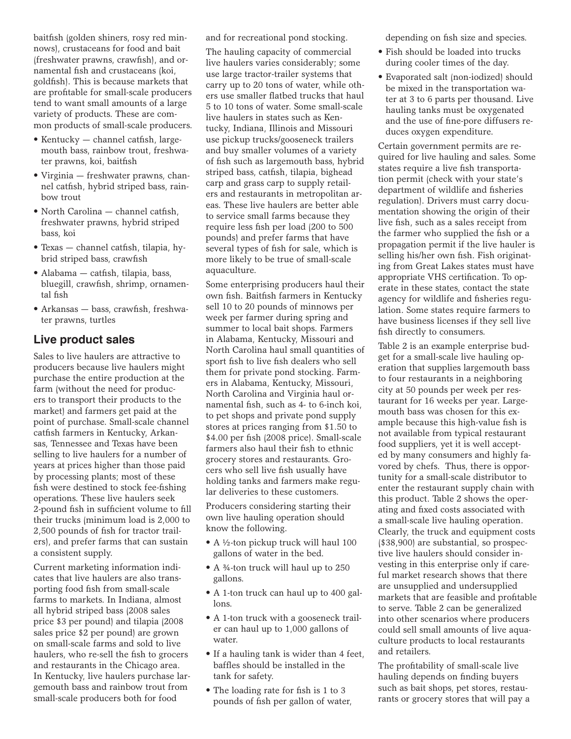baitfish (golden shiners, rosy red minnows), crustaceans for food and bait (freshwater prawns, crawfish), and ornamental fish and crustaceans (koi, goldfish). This is because markets that are profitable for small-scale producers tend to want small amounts of a large variety of products. These are common products of small-scale producers.

- Kentucky — channel catfish, largemouth bass, rainbow trout, freshwater prawns, koi, baitfish
- Virginia — freshwater prawns, channel catfish, hybrid striped bass, rainbow trout
- North Carolina — channel catfish, freshwater prawns, hybrid striped bass, koi
- Texas — channel catfish, tilapia, hybrid striped bass, crawfish
- Alabama — catfish, tilapia, bass, bluegill, crawfish, shrimp, ornamental fish
- Arkansas — bass, crawfish, freshwater prawns, turtles

## Live product sales

Sales to live haulers are attractive to producers because live haulers might purchase the entire production at the farm (without the need for producers to transport their products to the market) and farmers get paid at the point of purchase. Small-scale channel catfish farmers in Kentucky, Arkansas, Tennessee and Texas have been selling to live haulers for a number of years at prices higher than those paid by processing plants; most of these fish were destined to stock fee-fishing operations. These live haulers seek 2-pound fish in sufficient volume to fill their trucks (minimum load is 2,000 to 2,500 pounds of fish for tractor trailers), and prefer farms that can sustain a consistent supply.

Current marketing information indicates that live haulers are also transporting food fish from small-scale farms to markets. In Indiana, almost all hybrid striped bass (2008 sales price $3 per pound) and tilapia (2008 sales price $2 per pound) are grown on small-scale farms and sold to live haulers, who re-sell the fish to grocers and restaurants in the Chicago area. In Kentucky, live haulers purchase largemouth bass and rainbow trout from small-scale producers both for food and for recreational pond stocking.

The hauling capacity of commercial live haulers varies considerably; some use large tractor-trailer systems that carry up to 20 tons of water, while others use smaller flatbed trucks that haul 5 to 10 tons of water. Some small-scale live haulers in states such as Kentucky, Indiana, Illinois and Missouri use pickup trucks/gooseneck trailers and buy smaller volumes of a variety of fish such as largemouth bass, hybrid striped bass, catfish, tilapia, bighead carp and grass carp to supply retailers and restaurants in metropolitan areas. These live haulers are better able to service small farms because they require less fish per load (200 to 500 pounds) and prefer farms that have several types of fish for sale, which is more likely to be true of small-scale aquaculture.

Some enterprising producers haul their own fish. Baitfish farmers in Kentucky sell 10 to 20 pounds of minnows per week per farmer during spring and summer to local bait shops. Farmers in Alabama, Kentucky, Missouri and North Carolina haul small quantities of sport fish to live fish dealers who sell them for private pond stocking. Farmers in Alabama, Kentucky, Missouri, North Carolina and Virginia haul ornamental fish, such as 4- to 6-inch koi, to pet shops and private pond supply stores at prices ranging from $1.50 to $4.00 per fish (2008 price). Small-scale farmers also haul their fish to ethnic grocery stores and restaurants. Grocers who sell live fish usually have holding tanks and farmers make regular deliveries to these customers.

Producers considering starting their own live hauling operation should know the following.

- A ½-ton pickup truck will haul 100 gallons of water in the bed.
- A ¾-ton truck will haul up to 250 gallons.
- A 1-ton truck can haul up to 400 gallons.
- A 1-ton truck with a gooseneck trailer can haul up to 1,000 gallons of water.
- If a hauling tank is wider than 4 feet, baffles should be installed in the tank for safety.
- The loading rate for fish is 1 to 3 pounds of fish per gallon of water, depending on fish size and species.
- Fish should be loaded into trucks during cooler times of the day.
- Evaporated salt (non-iodized) should be mixed in the transportation water at 3 to 6 parts per thousand. Live hauling tanks must be oxygenated and the use of fine-pore diffusers reduces oxygen expenditure.

Certain government permits are required for live hauling and sales. Some states require a live fish transportation permit (check with your state's department of wildlife and fisheries regulation). Drivers must carry documentation showing the origin of their live fish, such as a sales receipt from the farmer who supplied the fish or a propagation permit if the live hauler is selling his/her own fish. Fish originating from Great Lakes states must have appropriate VHS certification. To operate in these states, contact the state agency for wildlife and fisheries regulation. Some states require farmers to have business licenses if they sell live fish directly to consumers.

Table 2 is an example enterprise budget for a small-scale live hauling operation that supplies largemouth bass to four restaurants in a neighboring city at 50 pounds per week per restaurant for 16 weeks per year. Largemouth bass was chosen for this example because this high-value fish is not available from typical restaurant food suppliers, yet it is well accepted by many consumers and highly favored by chefs. Thus, there is opportunity for a small-scale distributor to enter the restaurant supply chain with this product. Table 2 shows the operating and fixed costs associated with a small-scale live hauling operation. Clearly, the truck and equipment costs ($38,900) are substantial, so prospective live haulers should consider investing in this enterprise only if careful market research shows that there are unsupplied and undersupplied markets that are feasible and profitable to serve. Table 2 can be generalized into other scenarios where producers could sell small amounts of live aquaculture products to local restaurants and retailers.

The profitability of small-scale live hauling depends on finding buyers such as bait shops, pet stores, restaurants or grocery stores that will pay a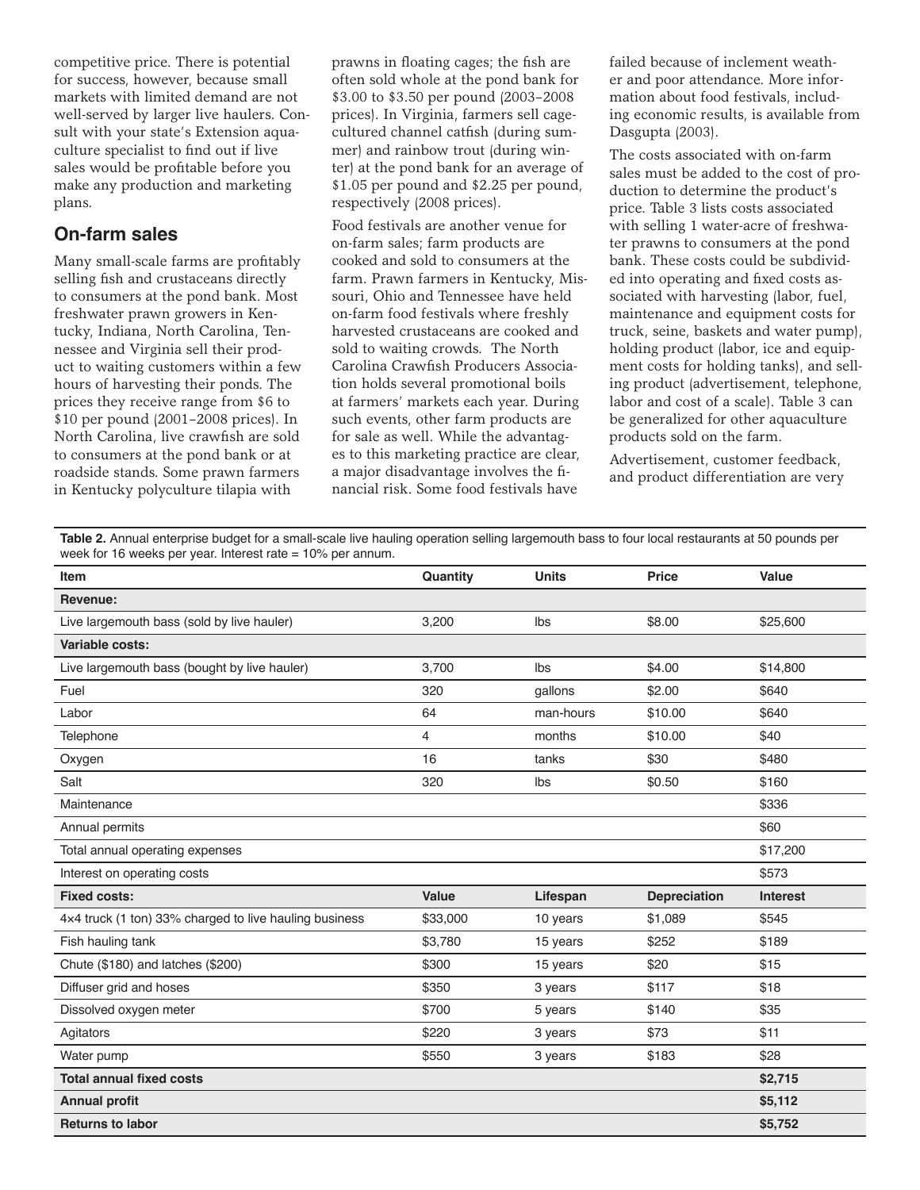competitive price. There is potential for success, however, because small markets with limited demand are not well-served by larger live haulers. Consult with your state's Extension aquaculture specialist to find out if live sales would be profitable before you make any production and marketing plans.

## On-farm sales

Many small-scale farms are profitably selling fish and crustaceans directly to consumers at the pond bank. Most freshwater prawn growers in Kentucky, Indiana, North Carolina, Tennessee and Virginia sell their product to waiting customers within a few hours of harvesting their ponds. The prices they receive range from $6 to $10 per pound (2001–2008 prices). In North Carolina, live crawfish are sold to consumers at the pond bank or at roadside stands. Some prawn farmers in Kentucky polyculture tilapia with prawns in floating cages; the fish are often sold whole at the pond bank for $3.00 to $3.50 per pound (2003–2008 prices). In Virginia, farmers sell cage-cultured channel catfish (during summer) and rainbow trout (during winter) at the pond bank for an average of $1.05 per pound and $2.25 per pound, respectively (2008 prices).

Food festivals are another venue for on-farm sales; farm products are cooked and sold to consumers at the farm. Prawn farmers in Kentucky, Missouri, Ohio and Tennessee have held on-farm food festivals where freshly harvested crustaceans are cooked and sold to waiting crowds. The North Carolina Crawfish Producers Association holds several promotional boils at farmers' markets each year. During such events, other farm products are for sale as well. While the advantages to this marketing practice are clear, a major disadvantage involves the financial risk. Some food festivals have failed because of inclement weather and poor attendance. More information about food festivals, including economic results, is available from Dasgupta (2003).

The costs associated with on-farm sales must be added to the cost of production to determine the product's price. Table 3 lists costs associated with selling 1 water-acre of freshwater prawns to consumers at the pond bank. These costs could be subdivided into operating and fixed costs associated with harvesting (labor, fuel, maintenance and equipment costs for truck, seine, baskets and water pump), holding product (labor, ice and equipment costs for holding tanks), and selling product (advertisement, telephone, labor and cost of a scale). Table 3 can be generalized for other aquaculture products sold on the farm.

Advertisement, customer feedback, and product differentiation are very

**Table 2.** Annual enterprise budget for a small-scale live hauling operation selling largemouth bass to four local restaurants at 50 pounds per week for 16 weeks per year. Interest rate = 10% per annum.

| Item | Quantity | Units | Price | Value |
|---|---|---|---|---|
| **Revenue:** | | | | |
| Live largemouth bass (sold by live hauler) | 3,200 | lbs | $8.00 | $25,600 |
| **Variable costs:** | | | | |
| Live largemouth bass (bought by live hauler) | 3,700 | lbs | $4.00 | $14,800 |
| Fuel | 320 | gallons | $2.00 | $640 |
| Labor | 64 | man-hours | $10.00 | $640 |
| Telephone | 4 | months | $10.00 | $40 |
| Oxygen | 16 | tanks | $30 | $480 |
| Salt | 320 | lbs | $0.50 | $160 |
| Maintenance | | | | $336 |
| Annual permits | | | | $60 |
| Total annual operating expenses | | | | $17,200 |
| Interest on operating costs | | | | $573 |
| **Fixed costs:** | **Value** | **Lifespan** | **Depreciation** | **Interest** |
| 4×4 truck (1 ton) 33% charged to live hauling business | $33,000 | 10 years | $1,089 | $545 |
| Fish hauling tank | $3,780 | 15 years | $252 | $189 |
| Chute ($180) and latches ($200) | $300 | 15 years | $20 | $15 |
| Diffuser grid and hoses | $350 | 3 years | $117 | $18 |
| Dissolved oxygen meter | $700 | 5 years | $140 | $35 |
| Agitators | $220 | 3 years | $73 | $11 |
| Water pump | $550 | 3 years | $183 | $28 |
| **Total annual fixed costs** | | | | **$2,715** |
| **Annual profit** | | | | **$5,112** |
| **Returns to labor** | | | | **$5,752** |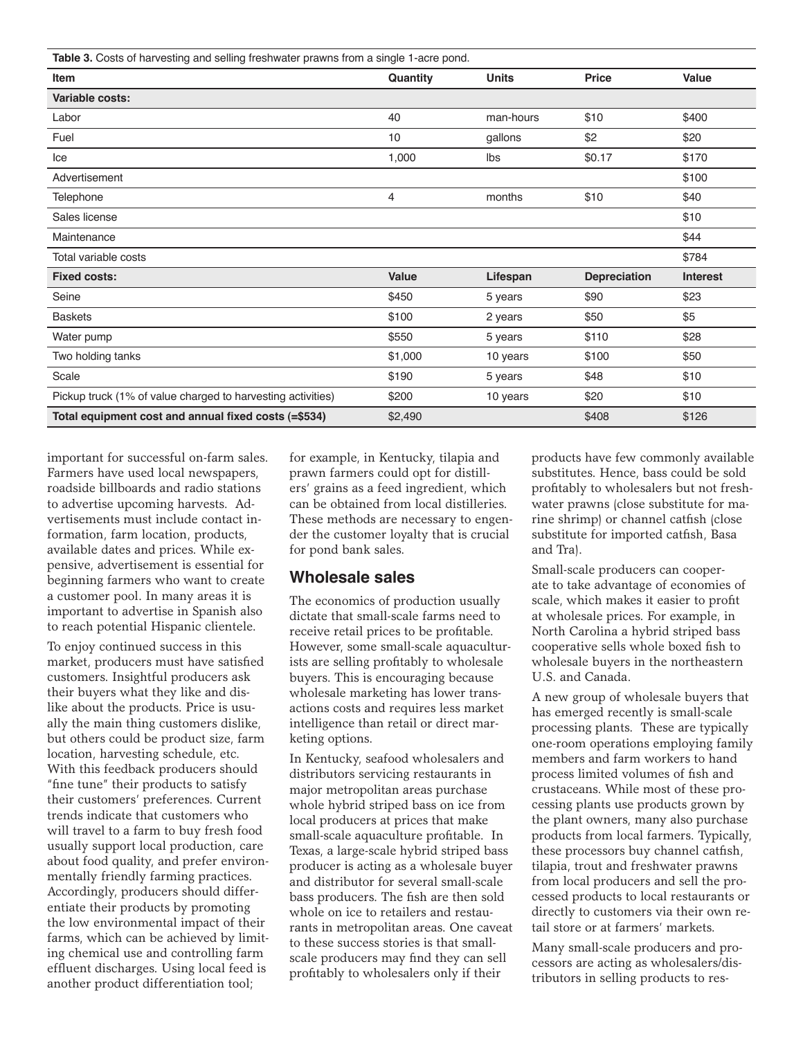**Table 3.** Costs of harvesting and selling freshwater prawns from a single 1-acre pond.

| Item | Quantity | Units | Price | Value |
|---|---|---|---|---|
| **Variable costs:** | | | | |
| Labor | 40 | man-hours | $10 | $400 |
| Fuel | 10 | gallons | $2 | $20 |
| Ice | 1,000 | lbs | $0.17 | $170 |
| Advertisement | | | | $100 |
| Telephone | 4 | months | $10 | $40 |
| Sales license | | | | $10 |
| Maintenance | | | | $44 |
| Total variable costs | | | | $784 |
| **Fixed costs:** | **Value** | **Lifespan** | **Depreciation** | **Interest** |
| Seine | $450 | 5 years | $90 | $23 |
| Baskets | $100 | 2 years | $50 | $5 |
| Water pump | $550 | 5 years | $110 | $28 |
| Two holding tanks | $1,000 | 10 years | $100 | $50 |
| Scale | $190 | 5 years | $48 | $10 |
| Pickup truck (1% of value charged to harvesting activities) | $200 | 10 years | $20 | $10 |
| **Total equipment cost and annual fixed costs (=$534)** | $2,490 | | $408 | $126 |

important for successful on-farm sales. Farmers have used local newspapers, roadside billboards and radio stations to advertise upcoming harvests. Advertisements must include contact information, farm location, products, available dates and prices. While expensive, advertisement is essential for beginning farmers who want to create a customer pool. In many areas it is important to advertise in Spanish also to reach potential Hispanic clientele.

To enjoy continued success in this market, producers must have satisfied customers. Insightful producers ask their buyers what they like and dislike about the products. Price is usually the main thing customers dislike, but others could be product size, farm location, harvesting schedule, etc. With this feedback producers should "fine tune" their products to satisfy their customers' preferences. Current trends indicate that customers who will travel to a farm to buy fresh food usually support local production, care about food quality, and prefer environmentally friendly farming practices. Accordingly, producers should differentiate their products by promoting the low environmental impact of their farms, which can be achieved by limiting chemical use and controlling farm effluent discharges. Using local feed is another product differentiation tool; for example, in Kentucky, tilapia and prawn farmers could opt for distillers' grains as a feed ingredient, which can be obtained from local distilleries. These methods are necessary to engender the customer loyalty that is crucial for pond bank sales.

## Wholesale sales

The economics of production usually dictate that small-scale farms need to receive retail prices to be profitable. However, some small-scale aquaculturists are selling profitably to wholesale buyers. This is encouraging because wholesale marketing has lower transactions costs and requires less market intelligence than retail or direct marketing options.

In Kentucky, seafood wholesalers and distributors servicing restaurants in major metropolitan areas purchase whole hybrid striped bass on ice from local producers at prices that make small-scale aquaculture profitable. In Texas, a large-scale hybrid striped bass producer is acting as a wholesale buyer and distributor for several small-scale bass producers. The fish are then sold whole on ice to retailers and restaurants in metropolitan areas. One caveat to these success stories is that small-scale producers may find they can sell profitably to wholesalers only if their products have few commonly available substitutes. Hence, bass could be sold profitably to wholesalers but not freshwater prawns (close substitute for marine shrimp) or channel catfish (close substitute for imported catfish, Basa and Tra).

Small-scale producers can cooperate to take advantage of economies of scale, which makes it easier to profit at wholesale prices. For example, in North Carolina a hybrid striped bass cooperative sells whole boxed fish to wholesale buyers in the northeastern U.S. and Canada.

A new group of wholesale buyers that has emerged recently is small-scale processing plants. These are typically one-room operations employing family members and farm workers to hand process limited volumes of fish and crustaceans. While most of these processing plants use products grown by the plant owners, many also purchase products from local farmers. Typically, these processors buy channel catfish, tilapia, trout and freshwater prawns from local producers and sell the processed products to local restaurants or directly to customers via their own retail store or at farmers' markets.

Many small-scale producers and processors are acting as wholesalers/distributors in selling products to res-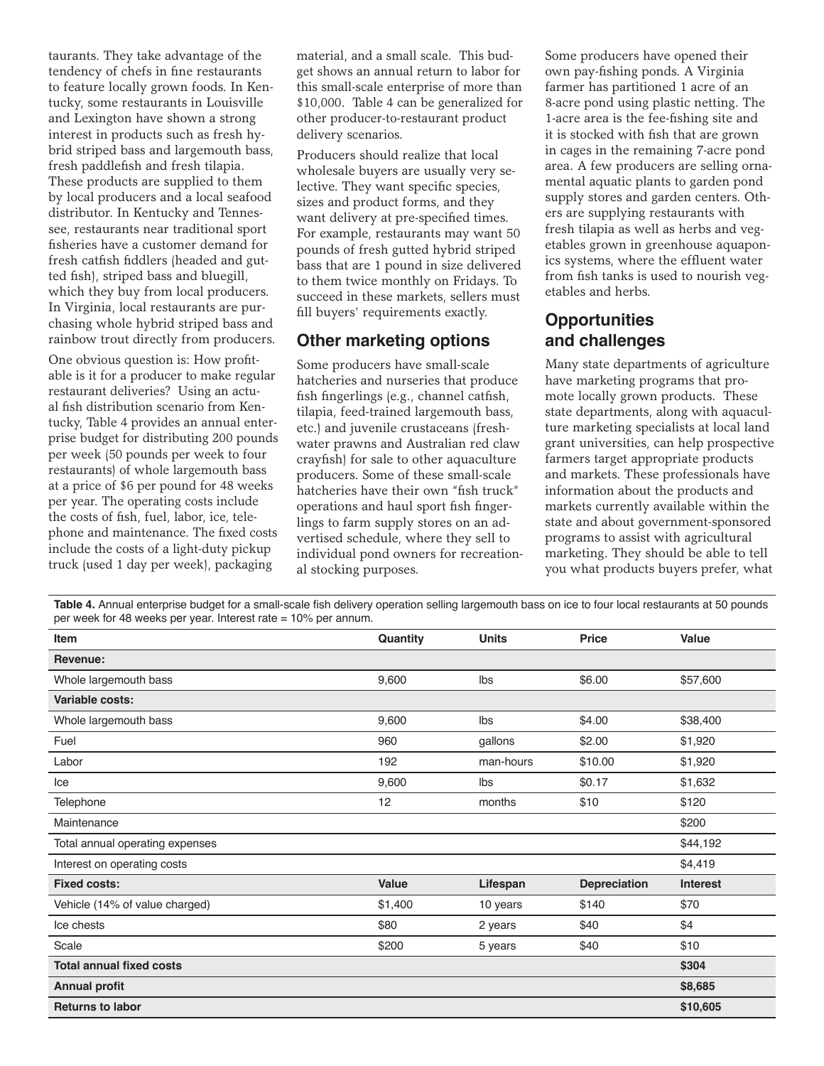taurants. They take advantage of the tendency of chefs in fine restaurants to feature locally grown foods. In Kentucky, some restaurants in Louisville and Lexington have shown a strong interest in products such as fresh hybrid striped bass and largemouth bass, fresh paddlefish and fresh tilapia. These products are supplied to them by local producers and a local seafood distributor. In Kentucky and Tennessee, restaurants near traditional sport fisheries have a customer demand for fresh catfish fiddlers (headed and gutted fish), striped bass and bluegill, which they buy from local producers. In Virginia, local restaurants are purchasing whole hybrid striped bass and rainbow trout directly from producers.

One obvious question is: How profitable is it for a producer to make regular restaurant deliveries? Using an actual fish distribution scenario from Kentucky, Table 4 provides an annual enterprise budget for distributing 200 pounds per week (50 pounds per week to four restaurants) of whole largemouth bass at a price of $6 per pound for 48 weeks per year. The operating costs include the costs of fish, fuel, labor, ice, telephone and maintenance. The fixed costs include the costs of a light-duty pickup truck (used 1 day per week), packaging material, and a small scale. This budget shows an annual return to labor for this small-scale enterprise of more than $10,000. Table 4 can be generalized for other producer-to-restaurant product delivery scenarios.

Producers should realize that local wholesale buyers are usually very selective. They want specific species, sizes and product forms, and they want delivery at pre-specified times. For example, restaurants may want 50 pounds of fresh gutted hybrid striped bass that are 1 pound in size delivered to them twice monthly on Fridays. To succeed in these markets, sellers must fill buyers' requirements exactly.

## Other marketing options

Some producers have small-scale hatcheries and nurseries that produce fish fingerlings (e.g., channel catfish, tilapia, feed-trained largemouth bass, etc.) and juvenile crustaceans (freshwater prawns and Australian red claw crayfish) for sale to other aquaculture producers. Some of these small-scale hatcheries have their own "fish truck" operations and haul sport fish fingerlings to farm supply stores on an advertised schedule, where they sell to individual pond owners for recreational stocking purposes.

Some producers have opened their own pay-fishing ponds. A Virginia farmer has partitioned 1 acre of an 8-acre pond using plastic netting. The 1-acre area is the fee-fishing site and it is stocked with fish that are grown in cages in the remaining 7-acre pond area. A few producers are selling ornamental aquatic plants to garden pond supply stores and garden centers. Others are supplying restaurants with fresh tilapia as well as herbs and vegetables grown in greenhouse aquaponics systems, where the effluent water from fish tanks is used to nourish vegetables and herbs.

## Opportunities and challenges

Many state departments of agriculture have marketing programs that promote locally grown products. These state departments, along with aquaculture marketing specialists at local land grant universities, can help prospective farmers target appropriate products and markets. These professionals have information about the products and markets currently available within the state and about government-sponsored programs to assist with agricultural marketing. They should be able to tell you what products buyers prefer, what

**Table 4.** Annual enterprise budget for a small-scale fish delivery operation selling largemouth bass on ice to four local restaurants at 50 pounds per week for 48 weeks per year. Interest rate = 10% per annum.

| Item | Quantity | Units | Price | Value |
|---|---|---|---|---|
| **Revenue:** | | | | |
| Whole largemouth bass | 9,600 | lbs | $6.00 | $57,600 |
| **Variable costs:** | | | | |
| Whole largemouth bass | 9,600 | lbs | $4.00 | $38,400 |
| Fuel | 960 | gallons | $2.00 | $1,920 |
| Labor | 192 | man-hours | $10.00 | $1,920 |
| Ice | 9,600 | lbs | $0.17 | $1,632 |
| Telephone | 12 | months | $10 | $120 |
| Maintenance | | | | $200 |
| Total annual operating expenses | | | | $44,192 |
| Interest on operating costs | | | | $4,419 |
| **Fixed costs:** | **Value** | **Lifespan** | **Depreciation** | **Interest** |
| Vehicle (14% of value charged) | $1,400 | 10 years | $140 | $70 |
| Ice chests | $80 | 2 years | $40 | $4 |
| Scale | $200 | 5 years | $40 | $10 |
| **Total annual fixed costs** | | | | **$304** |
| **Annual profit** | | | | **$8,685** |
| **Returns to labor** | | | | **$10,605** |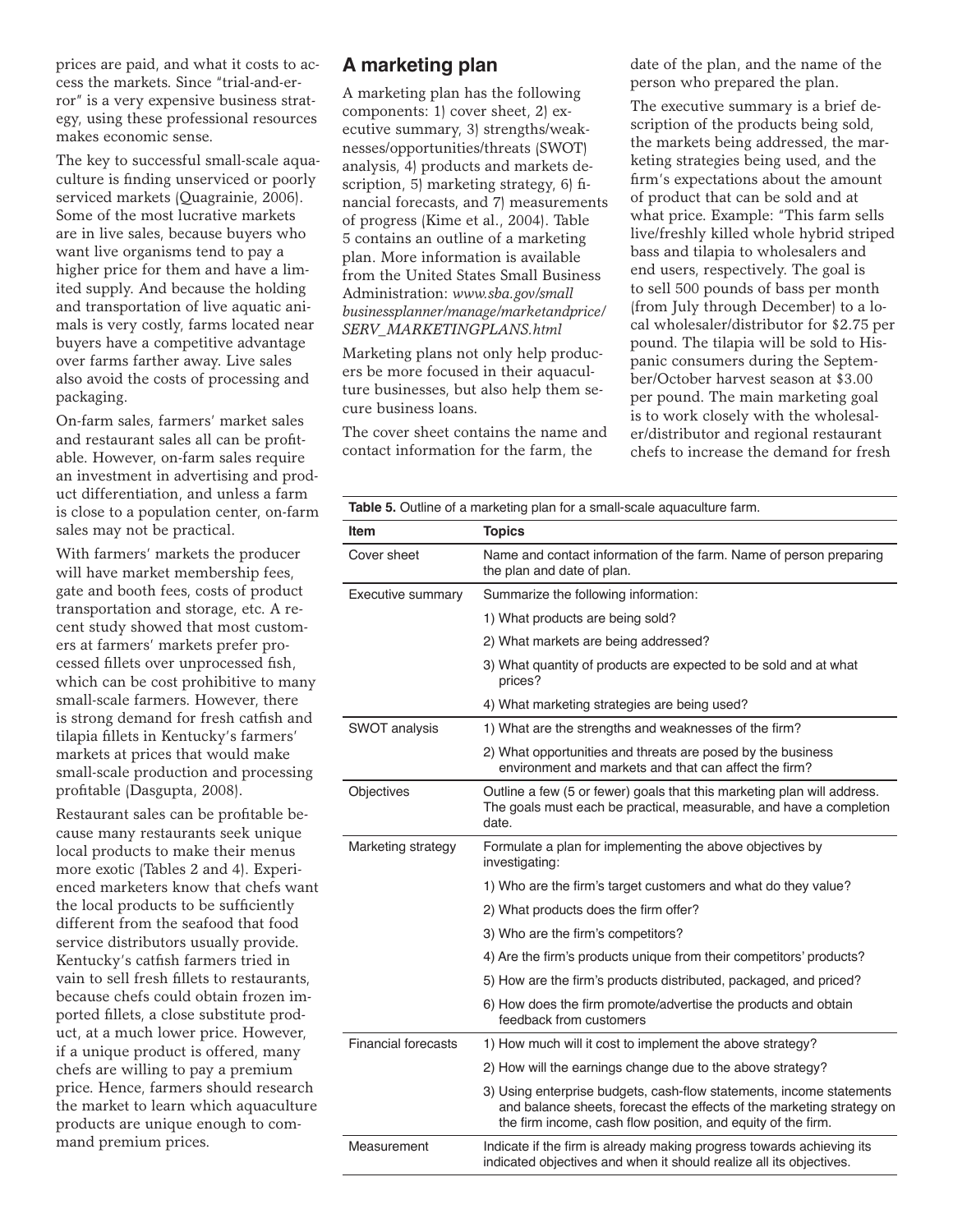prices are paid, and what it costs to access the markets. Since "trial-and-error" is a very expensive business strategy, using these professional resources makes economic sense.

The key to successful small-scale aquaculture is finding unserviced or poorly serviced markets (Quagrainie, 2006). Some of the most lucrative markets are in live sales, because buyers who want live organisms tend to pay a higher price for them and have a limited supply. And because the holding and transportation of live aquatic animals is very costly, farms located near buyers have a competitive advantage over farms farther away. Live sales also avoid the costs of processing and packaging.

On-farm sales, farmers' market sales and restaurant sales all can be profitable. However, on-farm sales require an investment in advertising and product differentiation, and unless a farm is close to a population center, on-farm sales may not be practical.

With farmers' markets the producer will have market membership fees, gate and booth fees, costs of product transportation and storage, etc. A recent study showed that most customers at farmers' markets prefer processed fillets over unprocessed fish, which can be cost prohibitive to many small-scale farmers. However, there is strong demand for fresh catfish and tilapia fillets in Kentucky's farmers' markets at prices that would make small-scale production and processing profitable (Dasgupta, 2008).

Restaurant sales can be profitable because many restaurants seek unique local products to make their menus more exotic (Tables 2 and 4). Experienced marketers know that chefs want the local products to be sufficiently different from the seafood that food service distributors usually provide. Kentucky's catfish farmers tried in vain to sell fresh fillets to restaurants, because chefs could obtain frozen imported fillets, a close substitute product, at a much lower price. However, if a unique product is offered, many chefs are willing to pay a premium price. Hence, farmers should research the market to learn which aquaculture products are unique enough to command premium prices.

## A marketing plan

A marketing plan has the following components: 1) cover sheet, 2) executive summary, 3) strengths/weaknesses/opportunities/threats (SWOT) analysis, 4) products and markets description, 5) marketing strategy, 6) financial forecasts, and 7) measurements of progress (Kime et al., 2004). Table 5 contains an outline of a marketing plan. More information is available from the United States Small Business Administration: *www.sba.gov/smallbusinessplanner/manage/marketandprice/SERV_MARKETINGPLANS.html*

Marketing plans not only help producers be more focused in their aquaculture businesses, but also help them secure business loans.

The cover sheet contains the name and contact information for the farm, the date of the plan, and the name of the person who prepared the plan.

The executive summary is a brief description of the products being sold, the markets being addressed, the marketing strategies being used, and the firm's expectations about the amount of product that can be sold and at what price. Example: "This farm sells live/freshly killed whole hybrid striped bass and tilapia to wholesalers and end users, respectively. The goal is to sell 500 pounds of bass per month (from July through December) to a local wholesaler/distributor for $2.75 per pound. The tilapia will be sold to Hispanic consumers during the September/October harvest season at $3.00 per pound. The main marketing goal is to work closely with the wholesaler/distributor and regional restaurant chefs to increase the demand for fresh

**Table 5.** Outline of a marketing plan for a small-scale aquaculture farm.

| Item | Topics |
|---|---|
| Cover sheet | Name and contact information of the farm. Name of person preparing the plan and date of plan. |
| Executive summary | Summarize the following information: |
| | 1) What products are being sold? |
| | 2) What markets are being addressed? |
| | 3) What quantity of products are expected to be sold and at what prices? |
| | 4) What marketing strategies are being used? |
| SWOT analysis | 1) What are the strengths and weaknesses of the firm? |
| | 2) What opportunities and threats are posed by the business environment and markets and that can affect the firm? |
| Objectives | Outline a few (5 or fewer) goals that this marketing plan will address. The goals must each be practical, measurable, and have a completion date. |
| Marketing strategy | Formulate a plan for implementing the above objectives by investigating: |
| | 1) Who are the firm's target customers and what do they value? |
| | 2) What products does the firm offer? |
| | 3) Who are the firm's competitors? |
| | 4) Are the firm's products unique from their competitors' products? |
| | 5) How are the firm's products distributed, packaged, and priced? |
| | 6) How does the firm promote/advertise the products and obtain feedback from customers |
| Financial forecasts | 1) How much will it cost to implement the above strategy? |
| | 2) How will the earnings change due to the above strategy? |
| | 3) Using enterprise budgets, cash-flow statements, income statements and balance sheets, forecast the effects of the marketing strategy on the firm income, cash flow position, and equity of the firm. |
| Measurement | Indicate if the firm is already making progress towards achieving its indicated objectives and when it should realize all its objectives. |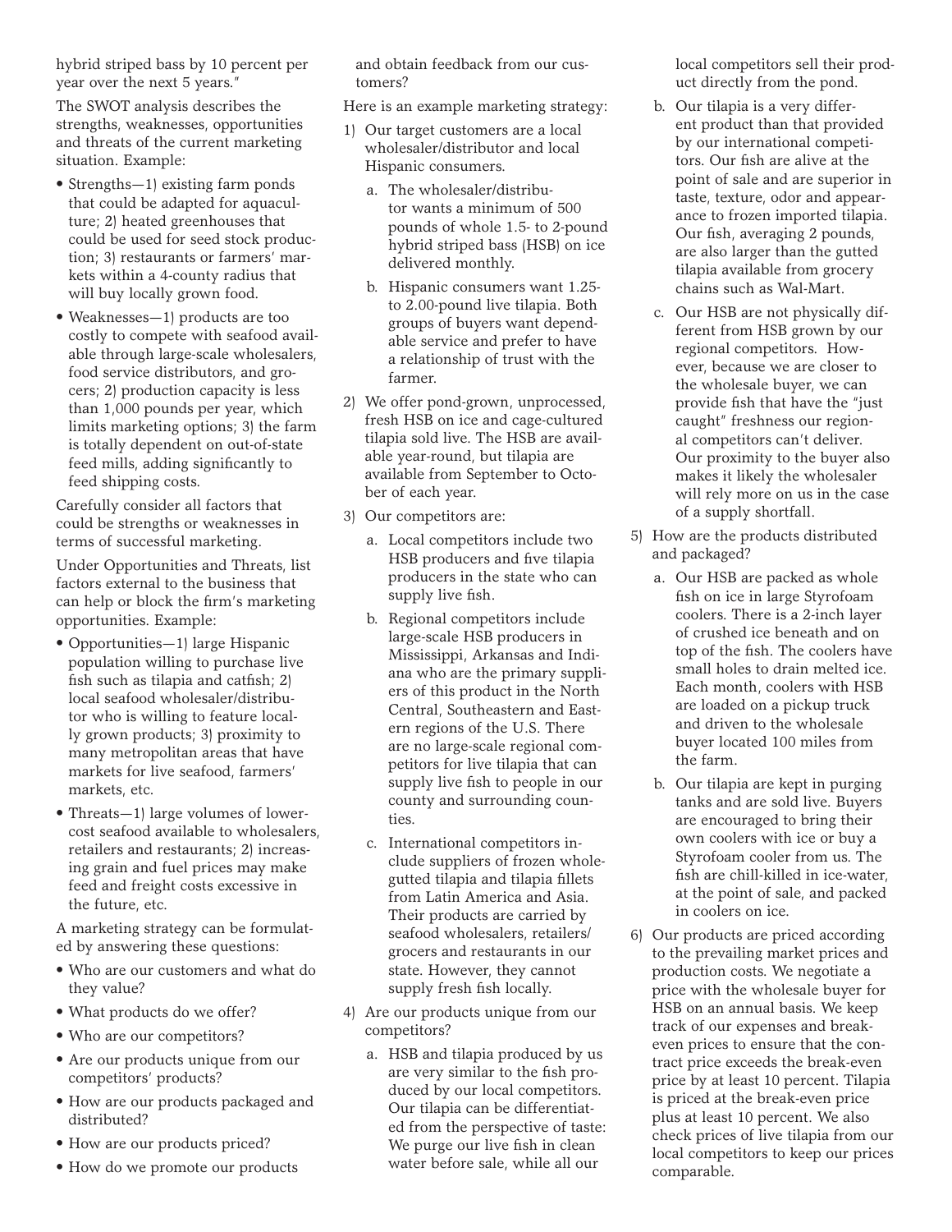hybrid striped bass by 10 percent per year over the next 5 years."

The SWOT analysis describes the strengths, weaknesses, opportunities and threats of the current marketing situation. Example:

- Strengths—1) existing farm ponds that could be adapted for aquaculture; 2) heated greenhouses that could be used for seed stock production; 3) restaurants or farmers' markets within a 4-county radius that will buy locally grown food.
- Weaknesses—1) products are too costly to compete with seafood available through large-scale wholesalers, food service distributors, and grocers; 2) production capacity is less than 1,000 pounds per year, which limits marketing options; 3) the farm is totally dependent on out-of-state feed mills, adding significantly to feed shipping costs.

Carefully consider all factors that could be strengths or weaknesses in terms of successful marketing.

Under Opportunities and Threats, list factors external to the business that can help or block the firm's marketing opportunities. Example:

- Opportunities—1) large Hispanic population willing to purchase live fish such as tilapia and catfish; 2) local seafood wholesaler/distributor who is willing to feature locally grown products; 3) proximity to many metropolitan areas that have markets for live seafood, farmers' markets, etc.
- Threats—1) large volumes of lower-cost seafood available to wholesalers, retailers and restaurants; 2) increasing grain and fuel prices may make feed and freight costs excessive in the future, etc.

A marketing strategy can be formulated by answering these questions:

- Who are our customers and what do they value?
- What products do we offer?
- Who are our competitors?
- Are our products unique from our competitors' products?
- How are our products packaged and distributed?
- How are our products priced?
- How do we promote our products and obtain feedback from our customers?

Here is an example marketing strategy:

1) Our target customers are a local wholesaler/distributor and local Hispanic consumers.
   a. The wholesaler/distributor wants a minimum of 500 pounds of whole 1.5- to 2-pound hybrid striped bass (HSB) on ice delivered monthly.
   b. Hispanic consumers want 1.25- to 2.00-pound live tilapia. Both groups of buyers want dependable service and prefer to have a relationship of trust with the farmer.
2) We offer pond-grown, unprocessed, fresh HSB on ice and cage-cultured tilapia sold live. The HSB are available year-round, but tilapia are available from September to October of each year.
3) Our competitors are:
   a. Local competitors include two HSB producers and five tilapia producers in the state who can supply live fish.
   b. Regional competitors include large-scale HSB producers in Mississippi, Arkansas and Indiana who are the primary suppliers of this product in the North Central, Southeastern and Eastern regions of the U.S. There are no large-scale regional competitors for live tilapia that can supply live fish to people in our county and surrounding counties.
   c. International competitors include suppliers of frozen whole-gutted tilapia and tilapia fillets from Latin America and Asia. Their products are carried by seafood wholesalers, retailers/grocers and restaurants in our state. However, they cannot supply fresh fish locally.
4) Are our products unique from our competitors?
   a. HSB and tilapia produced by us are very similar to the fish produced by our local competitors. Our tilapia can be differentiated from the perspective of taste: We purge our live fish in clean water before sale, while all our local competitors sell their product directly from the pond.
   b. Our tilapia is a very different product than that provided by our international competitors. Our fish are alive at the point of sale and are superior in taste, texture, odor and appearance to frozen imported tilapia. Our fish, averaging 2 pounds, are also larger than the gutted tilapia available from grocery chains such as Wal-Mart.
   c. Our HSB are not physically different from HSB grown by our regional competitors. However, because we are closer to the wholesale buyer, we can provide fish that have the "just caught" freshness our regional competitors can't deliver. Our proximity to the buyer also makes it likely the wholesaler will rely more on us in the case of a supply shortfall.
5) How are the products distributed and packaged?
   a. Our HSB are packed as whole fish on ice in large Styrofoam coolers. There is a 2-inch layer of crushed ice beneath and on top of the fish. The coolers have small holes to drain melted ice. Each month, coolers with HSB are loaded on a pickup truck and driven to the wholesale buyer located 100 miles from the farm.
   b. Our tilapia are kept in purging tanks and are sold live. Buyers are encouraged to bring their own coolers with ice or buy a Styrofoam cooler from us. The fish are chill-killed in ice-water, at the point of sale, and packed in coolers on ice.
6) Our products are priced according to the prevailing market prices and production costs. We negotiate a price with the wholesale buyer for HSB on an annual basis. We keep track of our expenses and break-even prices to ensure that the contract price exceeds the break-even price by at least 10 percent. Tilapia is priced at the break-even price plus at least 10 percent. We also check prices of live tilapia from our local competitors to keep our prices comparable.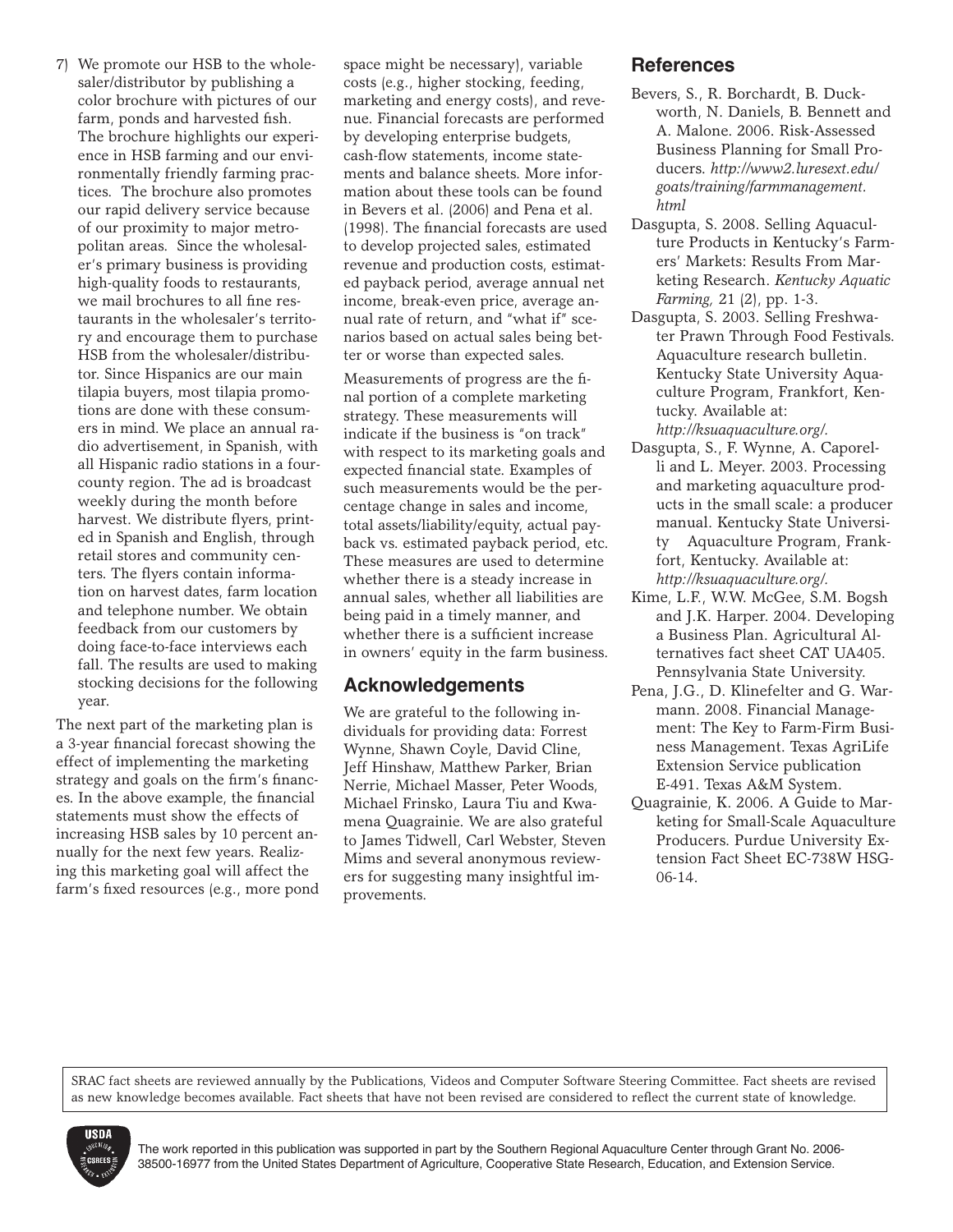7) We promote our HSB to the wholesaler/distributor by publishing a color brochure with pictures of our farm, ponds and harvested fish. The brochure highlights our experience in HSB farming and our environmentally friendly farming practices. The brochure also promotes our rapid delivery service because of our proximity to major metropolitan areas. Since the wholesaler's primary business is providing high-quality foods to restaurants, we mail brochures to all fine restaurants in the wholesaler's territory and encourage them to purchase HSB from the wholesaler/distributor. Since Hispanics are our main tilapia buyers, most tilapia promotions are done with these consumers in mind. We place an annual radio advertisement, in Spanish, with all Hispanic radio stations in a four-county region. The ad is broadcast weekly during the month before harvest. We distribute flyers, printed in Spanish and English, through retail stores and community centers. The flyers contain information on harvest dates, farm location and telephone number. We obtain feedback from our customers by doing face-to-face interviews each fall. The results are used to making stocking decisions for the following year.

The next part of the marketing plan is a 3-year financial forecast showing the effect of implementing the marketing strategy and goals on the firm's finances. In the above example, the financial statements must show the effects of increasing HSB sales by 10 percent annually for the next few years. Realizing this marketing goal will affect the farm's fixed resources (e.g., more pond space might be necessary), variable costs (e.g., higher stocking, feeding, marketing and energy costs), and revenue. Financial forecasts are performed by developing enterprise budgets, cash-flow statements, income statements and balance sheets. More information about these tools can be found in Bevers et al. (2006) and Pena et al. (1998). The financial forecasts are used to develop projected sales, estimated revenue and production costs, estimated payback period, average annual net income, break-even price, average annual rate of return, and "what if" scenarios based on actual sales being better or worse than expected sales.

Measurements of progress are the final portion of a complete marketing strategy. These measurements will indicate if the business is "on track" with respect to its marketing goals and expected financial state. Examples of such measurements would be the percentage change in sales and income, total assets/liability/equity, actual payback vs. estimated payback period, etc. These measures are used to determine whether there is a steady increase in annual sales, whether all liabilities are being paid in a timely manner, and whether there is a sufficient increase in owners' equity in the farm business.

## Acknowledgements

We are grateful to the following individuals for providing data: Forrest Wynne, Shawn Coyle, David Cline, Jeff Hinshaw, Matthew Parker, Brian Nerrie, Michael Masser, Peter Woods, Michael Frinsko, Laura Tiu and Kwamena Quagrainie. We are also grateful to James Tidwell, Carl Webster, Steven Mims and several anonymous reviewers for suggesting many insightful improvements.

## References

Bevers, S., R. Borchardt, B. Duckworth, N. Daniels, B. Bennett and A. Malone. 2006. Risk-Assessed Business Planning for Small Producers. *http://www2.luresext.edu/goats/training/farmmanagement.html*

Dasgupta, S. 2008. Selling Aquaculture Products in Kentucky's Farmers' Markets: Results From Marketing Research. *Kentucky Aquatic Farming,* 21 (2), pp. 1-3.

Dasgupta, S. 2003. Selling Freshwater Prawn Through Food Festivals. Aquaculture research bulletin. Kentucky State University Aquaculture Program, Frankfort, Kentucky. Available at: *http://ksuaquaculture.org/.*

Dasgupta, S., F. Wynne, A. Caporelli and L. Meyer. 2003. Processing and marketing aquaculture products in the small scale: a producer manual. Kentucky State University Aquaculture Program, Frankfort, Kentucky. Available at: *http://ksuaquaculture.org/.*

Kime, L.F., W.W. McGee, S.M. Bogsh and J.K. Harper. 2004. Developing a Business Plan. Agricultural Alternatives fact sheet CAT UA405. Pennsylvania State University.

Pena, J.G., D. Klinefelter and G. Warmann. 2008. Financial Management: The Key to Farm-Firm Business Management. Texas AgriLife Extension Service publication E-491. Texas A&M System.

Quagrainie, K. 2006. A Guide to Marketing for Small-Scale Aquaculture Producers. Purdue University Extension Fact Sheet EC-738W HSG-06-14.

SRAC fact sheets are reviewed annually by the Publications, Videos and Computer Software Steering Committee. Fact sheets are revised as new knowledge becomes available. Fact sheets that have not been revised are considered to reflect the current state of knowledge.

The work reported in this publication was supported in part by the Southern Regional Aquaculture Center through Grant No. 2006-38500-16977 from the United States Department of Agriculture, Cooperative State Research, Education, and Extension Service.